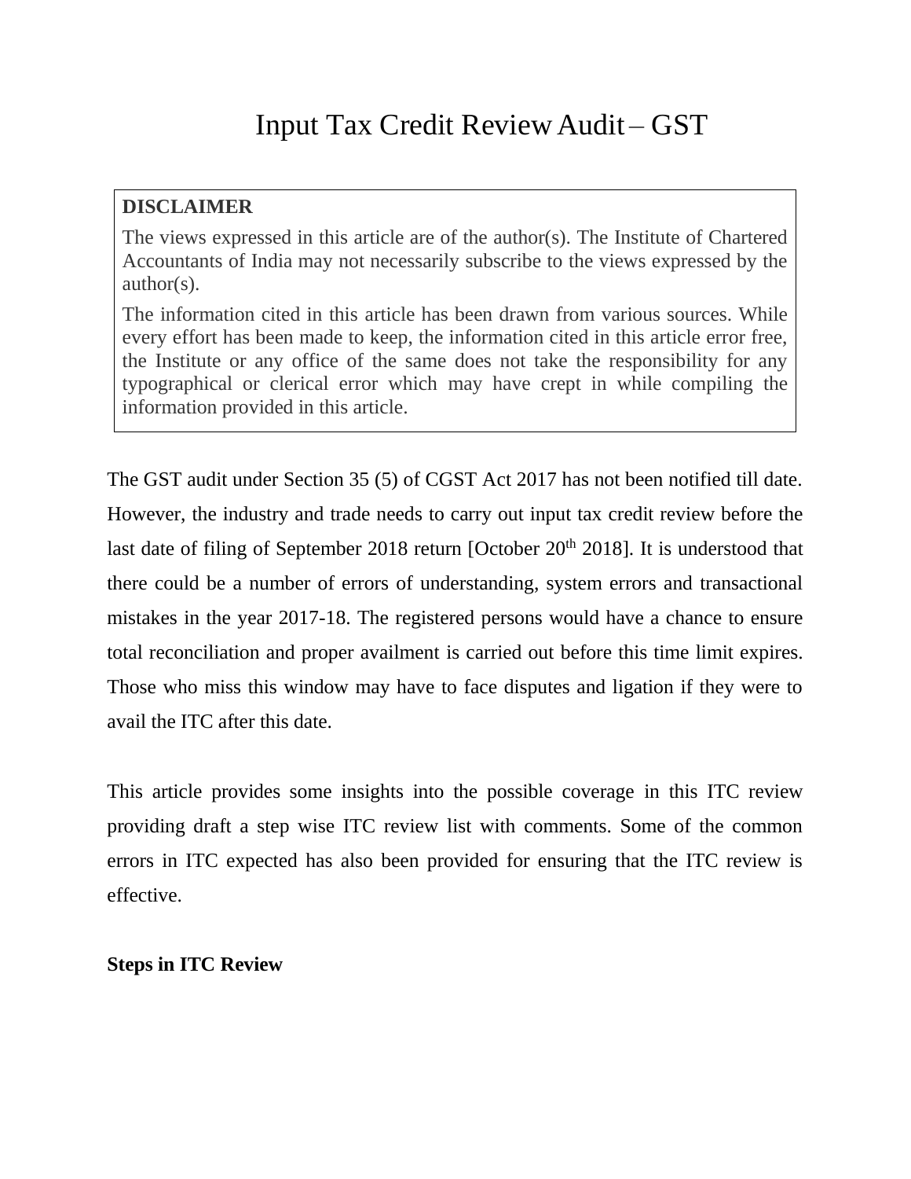# Input Tax Credit Review Audit – GST

> **DISCLAIMER**
>
> The views expressed in this article are of the author(s). The Institute of Chartered Accountants of India may not necessarily subscribe to the views expressed by the author(s).
>
> The information cited in this article has been drawn from various sources. While every effort has been made to keep, the information cited in this article error free, the Institute or any office of the same does not take the responsibility for any typographical or clerical error which may have crept in while compiling the information provided in this article.

The GST audit under Section 35 (5) of CGST Act 2017 has not been notified till date. However, the industry and trade needs to carry out input tax credit review before the last date of filing of September 2018 return [October 20th 2018]. It is understood that there could be a number of errors of understanding, system errors and transactional mistakes in the year 2017-18. The registered persons would have a chance to ensure total reconciliation and proper availment is carried out before this time limit expires. Those who miss this window may have to face disputes and ligation if they were to avail the ITC after this date.

This article provides some insights into the possible coverage in this ITC review providing draft a step wise ITC review list with comments. Some of the common errors in ITC expected has also been provided for ensuring that the ITC review is effective.

**Steps in ITC Review**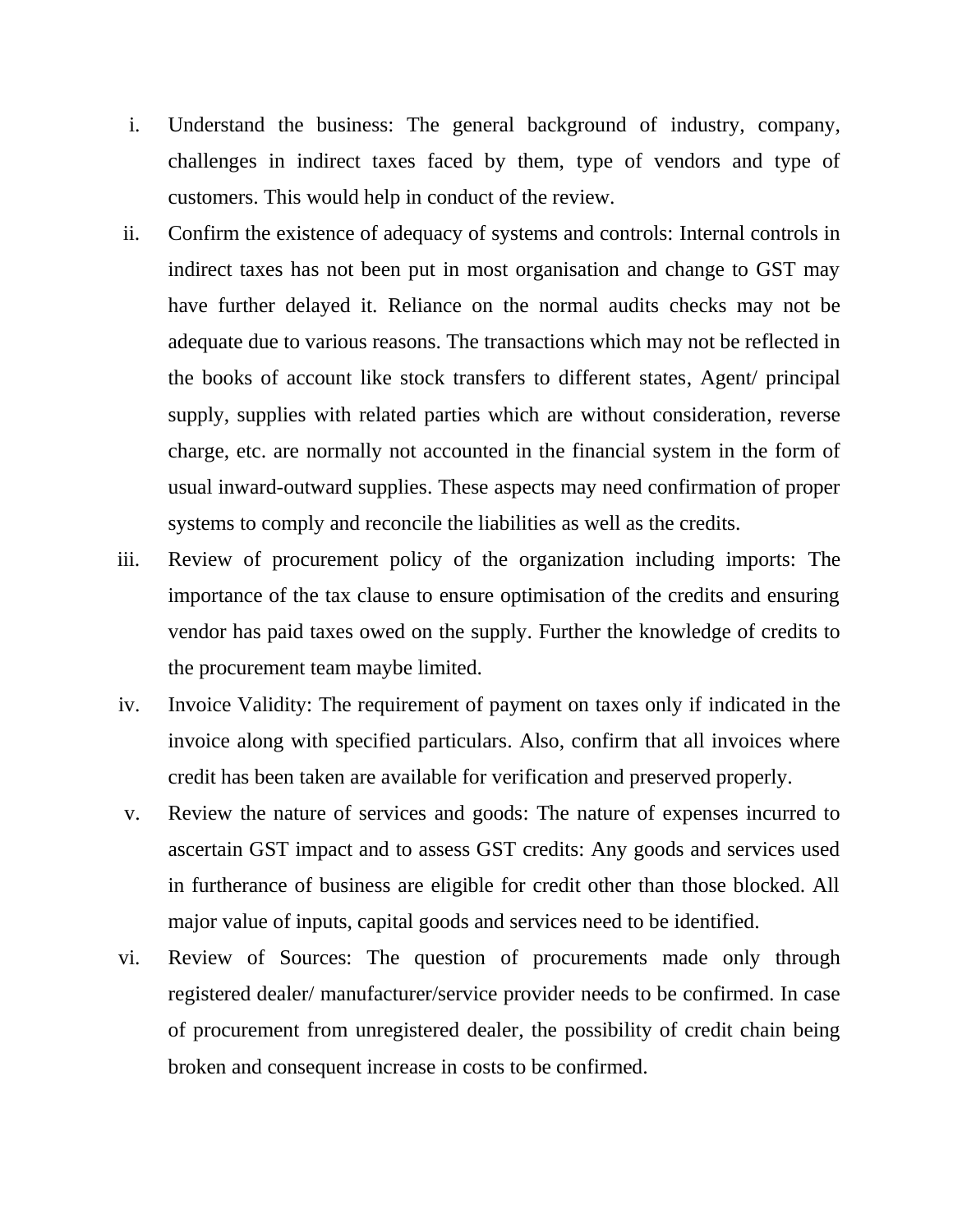i. Understand the business: The general background of industry, company, challenges in indirect taxes faced by them, type of vendors and type of customers. This would help in conduct of the review.

ii. Confirm the existence of adequacy of systems and controls: Internal controls in indirect taxes has not been put in most organisation and change to GST may have further delayed it. Reliance on the normal audits checks may not be adequate due to various reasons. The transactions which may not be reflected in the books of account like stock transfers to different states, Agent/ principal supply, supplies with related parties which are without consideration, reverse charge, etc. are normally not accounted in the financial system in the form of usual inward-outward supplies. These aspects may need confirmation of proper systems to comply and reconcile the liabilities as well as the credits.

iii. Review of procurement policy of the organization including imports: The importance of the tax clause to ensure optimisation of the credits and ensuring vendor has paid taxes owed on the supply. Further the knowledge of credits to the procurement team maybe limited.

iv. Invoice Validity: The requirement of payment on taxes only if indicated in the invoice along with specified particulars. Also, confirm that all invoices where credit has been taken are available for verification and preserved properly.

v. Review the nature of services and goods: The nature of expenses incurred to ascertain GST impact and to assess GST credits: Any goods and services used in furtherance of business are eligible for credit other than those blocked. All major value of inputs, capital goods and services need to be identified.

vi. Review of Sources: The question of procurements made only through registered dealer/ manufacturer/service provider needs to be confirmed. In case of procurement from unregistered dealer, the possibility of credit chain being broken and consequent increase in costs to be confirmed.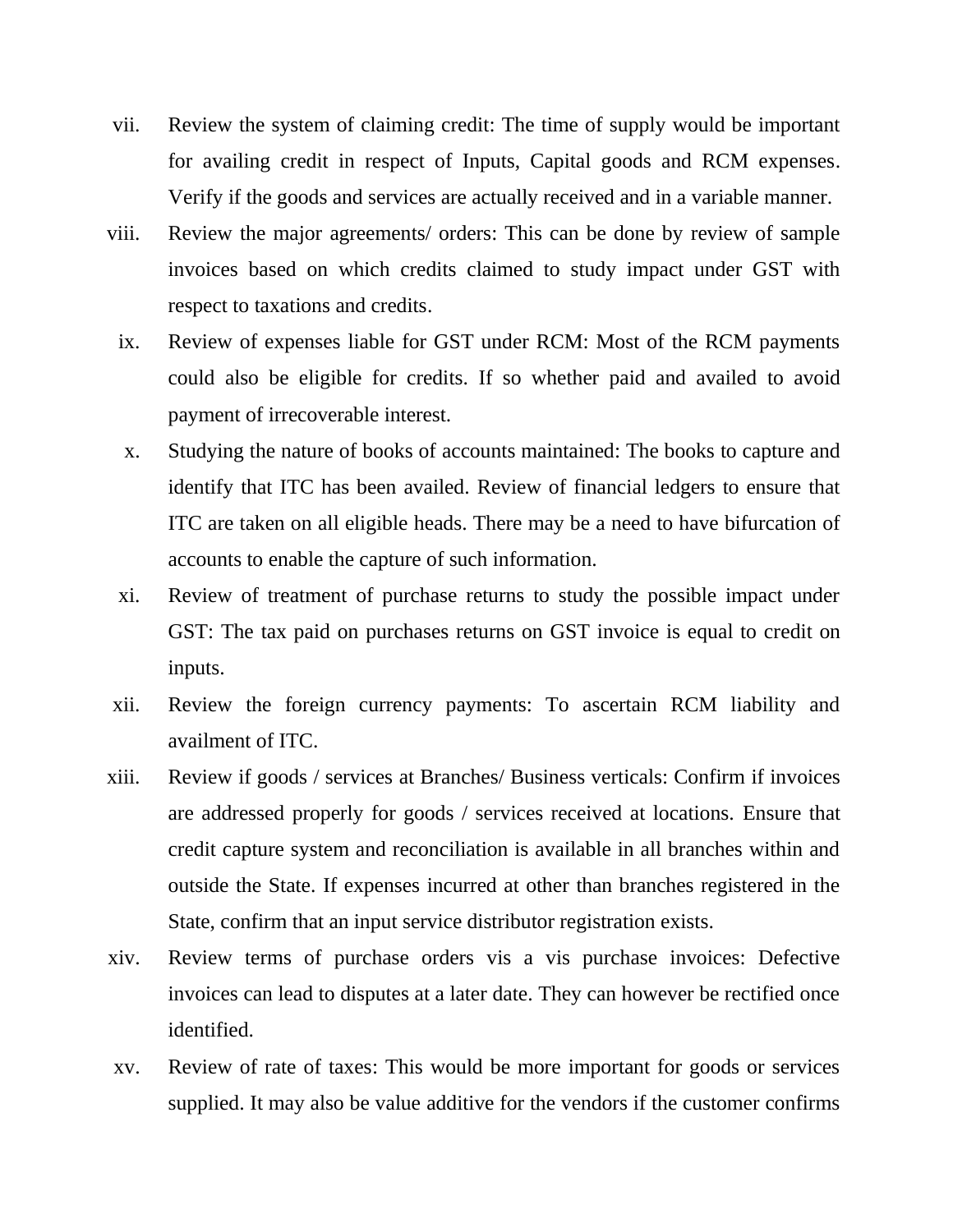vii. Review the system of claiming credit: The time of supply would be important for availing credit in respect of Inputs, Capital goods and RCM expenses. Verify if the goods and services are actually received and in a variable manner.

viii. Review the major agreements/ orders: This can be done by review of sample invoices based on which credits claimed to study impact under GST with respect to taxations and credits.

ix. Review of expenses liable for GST under RCM: Most of the RCM payments could also be eligible for credits. If so whether paid and availed to avoid payment of irrecoverable interest.

x. Studying the nature of books of accounts maintained: The books to capture and identify that ITC has been availed. Review of financial ledgers to ensure that ITC are taken on all eligible heads. There may be a need to have bifurcation of accounts to enable the capture of such information.

xi. Review of treatment of purchase returns to study the possible impact under GST: The tax paid on purchases returns on GST invoice is equal to credit on inputs.

xii. Review the foreign currency payments: To ascertain RCM liability and availment of ITC.

xiii. Review if goods / services at Branches/ Business verticals: Confirm if invoices are addressed properly for goods / services received at locations. Ensure that credit capture system and reconciliation is available in all branches within and outside the State. If expenses incurred at other than branches registered in the State, confirm that an input service distributor registration exists.

xiv. Review terms of purchase orders vis a vis purchase invoices: Defective invoices can lead to disputes at a later date. They can however be rectified once identified.

xv. Review of rate of taxes: This would be more important for goods or services supplied. It may also be value additive for the vendors if the customer confirms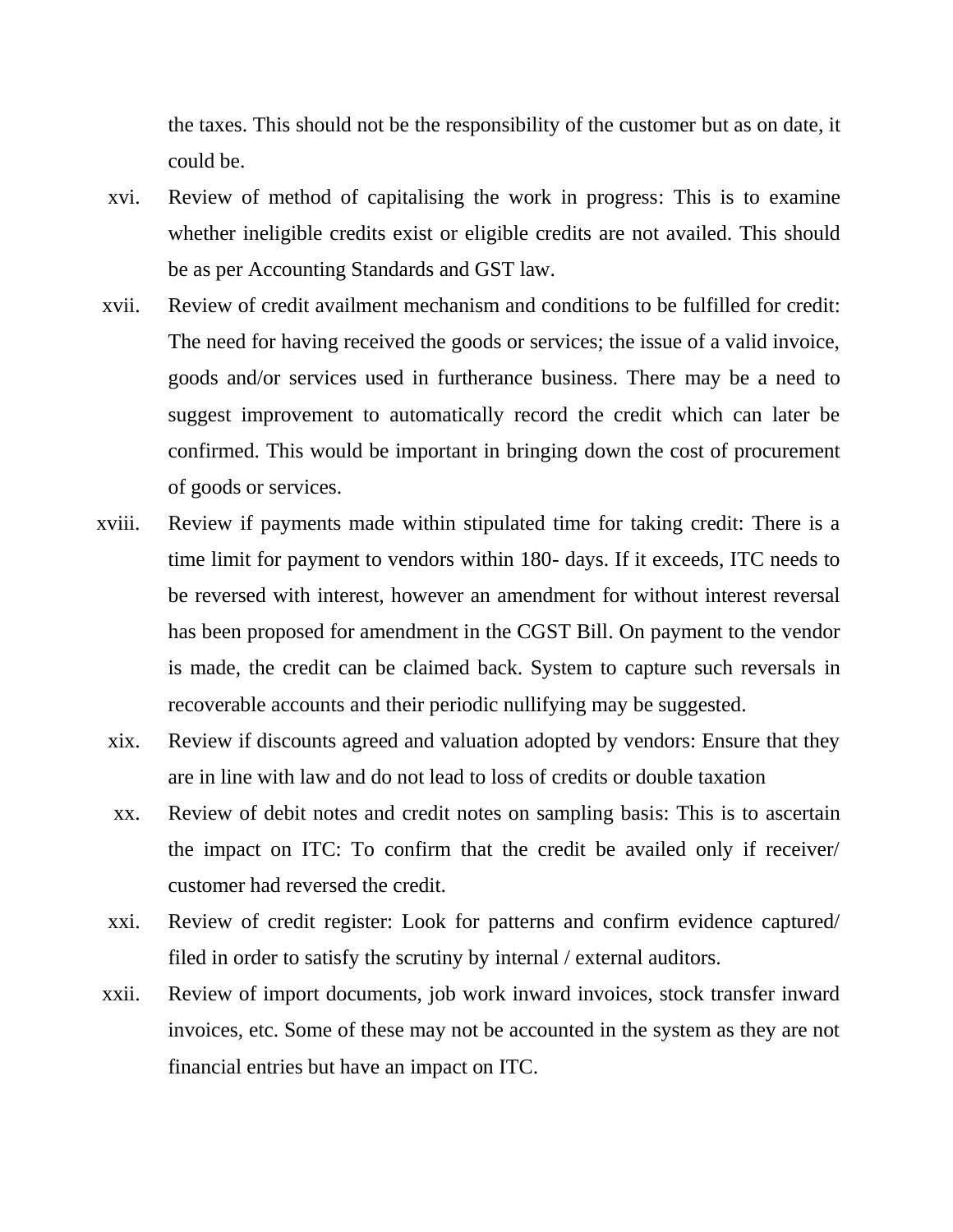the taxes. This should not be the responsibility of the customer but as on date, it could be.

xvi. Review of method of capitalising the work in progress: This is to examine whether ineligible credits exist or eligible credits are not availed. This should be as per Accounting Standards and GST law.

xvii. Review of credit availment mechanism and conditions to be fulfilled for credit: The need for having received the goods or services; the issue of a valid invoice, goods and/or services used in furtherance business. There may be a need to suggest improvement to automatically record the credit which can later be confirmed. This would be important in bringing down the cost of procurement of goods or services.

xviii. Review if payments made within stipulated time for taking credit: There is a time limit for payment to vendors within 180- days. If it exceeds, ITC needs to be reversed with interest, however an amendment for without interest reversal has been proposed for amendment in the CGST Bill. On payment to the vendor is made, the credit can be claimed back. System to capture such reversals in recoverable accounts and their periodic nullifying may be suggested.

xix. Review if discounts agreed and valuation adopted by vendors: Ensure that they are in line with law and do not lead to loss of credits or double taxation

xx. Review of debit notes and credit notes on sampling basis: This is to ascertain the impact on ITC: To confirm that the credit be availed only if receiver/ customer had reversed the credit.

xxi. Review of credit register: Look for patterns and confirm evidence captured/ filed in order to satisfy the scrutiny by internal / external auditors.

xxii. Review of import documents, job work inward invoices, stock transfer inward invoices, etc. Some of these may not be accounted in the system as they are not financial entries but have an impact on ITC.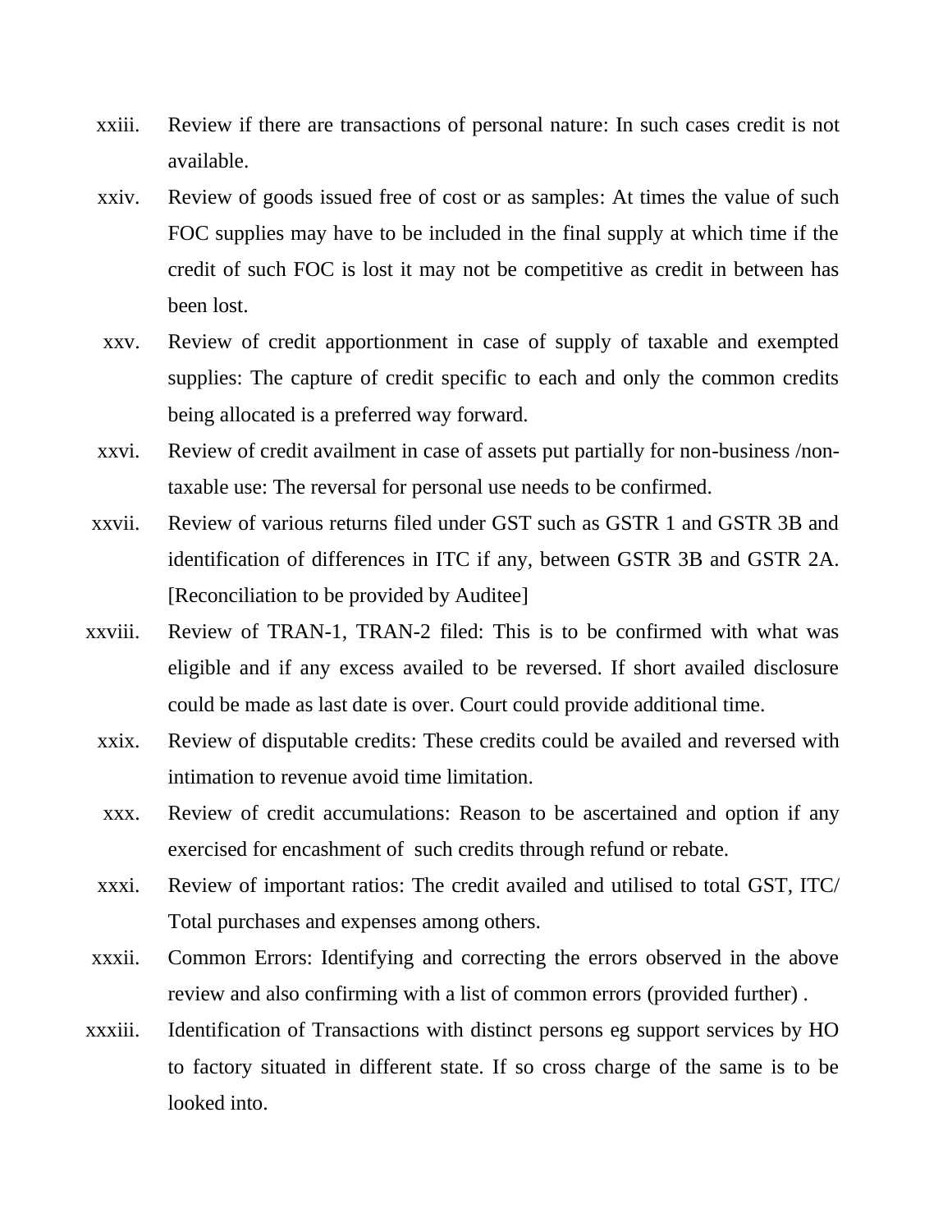xxiii. Review if there are transactions of personal nature: In such cases credit is not available.

xxiv. Review of goods issued free of cost or as samples: At times the value of such FOC supplies may have to be included in the final supply at which time if the credit of such FOC is lost it may not be competitive as credit in between has been lost.

xxv. Review of credit apportionment in case of supply of taxable and exempted supplies: The capture of credit specific to each and only the common credits being allocated is a preferred way forward.

xxvi. Review of credit availment in case of assets put partially for non-business /non-taxable use: The reversal for personal use needs to be confirmed.

xxvii. Review of various returns filed under GST such as GSTR 1 and GSTR 3B and identification of differences in ITC if any, between GSTR 3B and GSTR 2A. [Reconciliation to be provided by Auditee]

xxviii. Review of TRAN-1, TRAN-2 filed: This is to be confirmed with what was eligible and if any excess availed to be reversed. If short availed disclosure could be made as last date is over. Court could provide additional time.

xxix. Review of disputable credits: These credits could be availed and reversed with intimation to revenue avoid time limitation.

xxx. Review of credit accumulations: Reason to be ascertained and option if any exercised for encashment of such credits through refund or rebate.

xxxi. Review of important ratios: The credit availed and utilised to total GST, ITC/ Total purchases and expenses among others.

xxxii. Common Errors: Identifying and correcting the errors observed in the above review and also confirming with a list of common errors (provided further) .

xxxiii. Identification of Transactions with distinct persons eg support services by HO to factory situated in different state. If so cross charge of the same is to be looked into.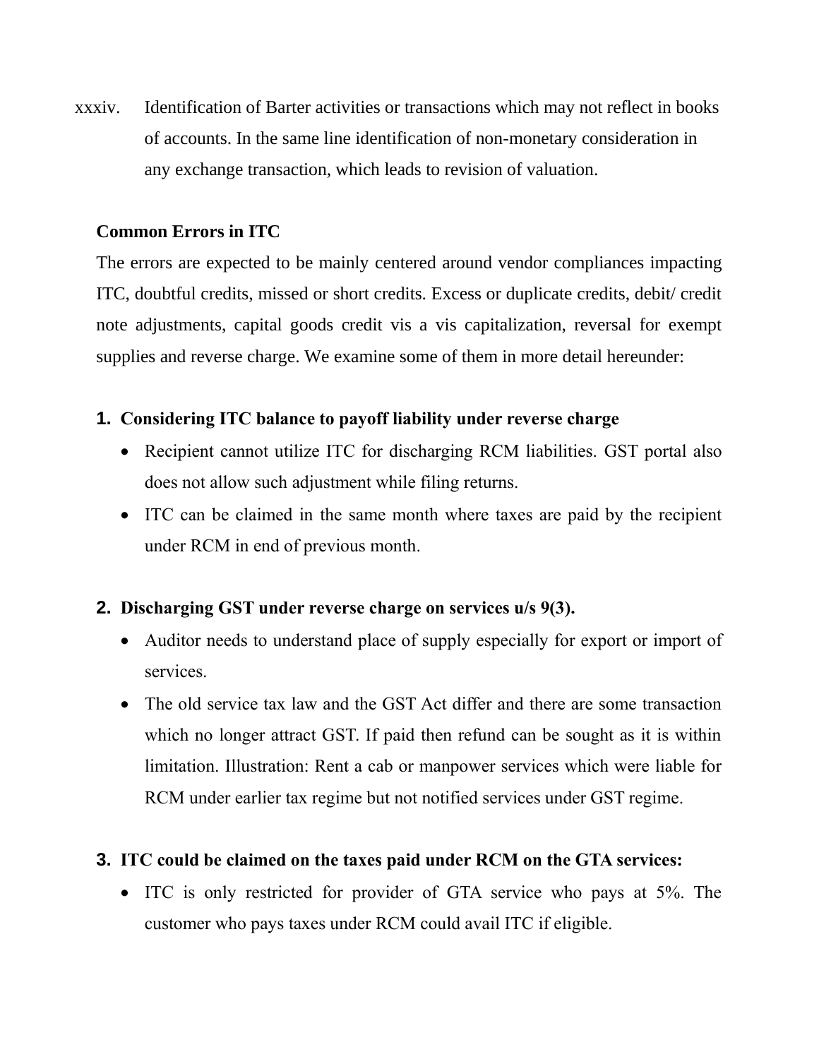xxxiv. Identification of Barter activities or transactions which may not reflect in books of accounts. In the same line identification of non-monetary consideration in any exchange transaction, which leads to revision of valuation.

**Common Errors in ITC**

The errors are expected to be mainly centered around vendor compliances impacting ITC, doubtful credits, missed or short credits. Excess or duplicate credits, debit/ credit note adjustments, capital goods credit vis a vis capitalization, reversal for exempt supplies and reverse charge. We examine some of them in more detail hereunder:

1. **Considering ITC balance to payoff liability under reverse charge**
   - Recipient cannot utilize ITC for discharging RCM liabilities. GST portal also does not allow such adjustment while filing returns.
   - ITC can be claimed in the same month where taxes are paid by the recipient under RCM in end of previous month.

2. **Discharging GST under reverse charge on services u/s 9(3).**
   - Auditor needs to understand place of supply especially for export or import of services.
   - The old service tax law and the GST Act differ and there are some transaction which no longer attract GST. If paid then refund can be sought as it is within limitation. Illustration: Rent a cab or manpower services which were liable for RCM under earlier tax regime but not notified services under GST regime.

3. **ITC could be claimed on the taxes paid under RCM on the GTA services:**
   - ITC is only restricted for provider of GTA service who pays at 5%. The customer who pays taxes under RCM could avail ITC if eligible.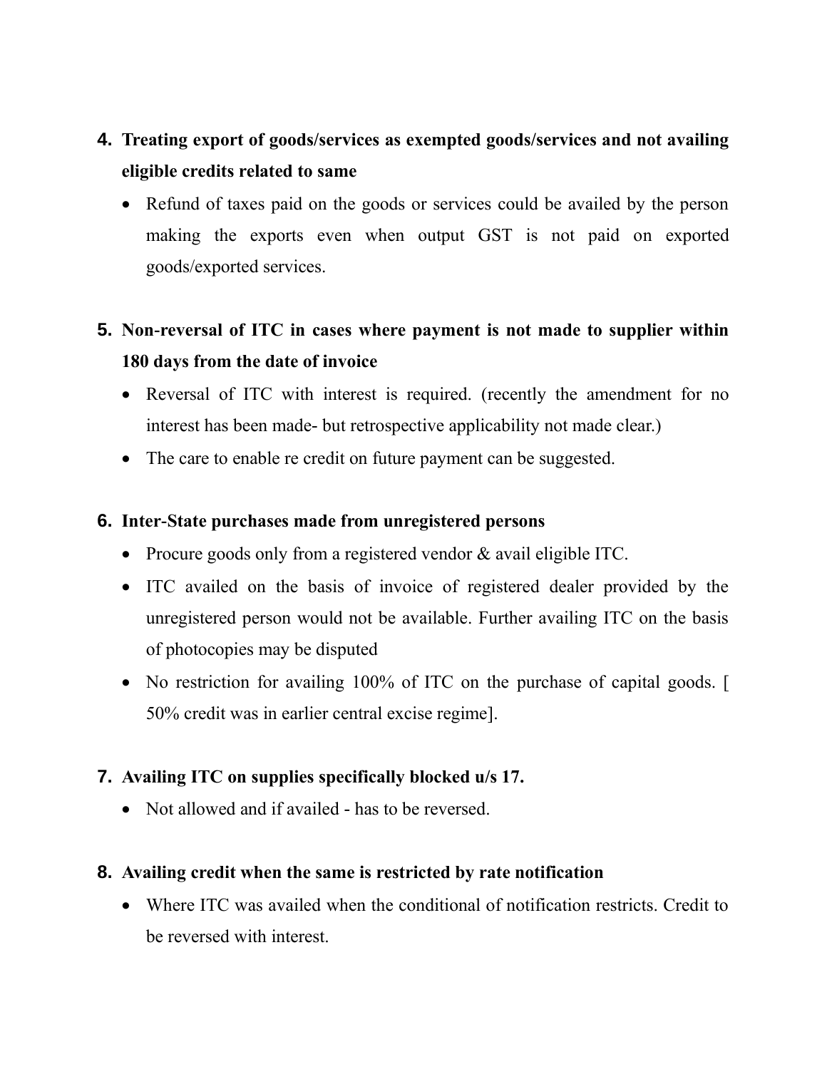4. **Treating export of goods/services as exempted goods/services and not availing eligible credits related to same**

    - Refund of taxes paid on the goods or services could be availed by the person making the exports even when output GST is not paid on exported goods/exported services.

5. **Non-reversal of ITC in cases where payment is not made to supplier within 180 days from the date of invoice**

    - Reversal of ITC with interest is required. (recently the amendment for no interest has been made- but retrospective applicability not made clear.)
    - The care to enable re credit on future payment can be suggested.

6. **Inter-State purchases made from unregistered persons**

    - Procure goods only from a registered vendor & avail eligible ITC.
    - ITC availed on the basis of invoice of registered dealer provided by the unregistered person would not be available. Further availing ITC on the basis of photocopies may be disputed
    - No restriction for availing 100% of ITC on the purchase of capital goods. [ 50% credit was in earlier central excise regime].

7. **Availing ITC on supplies specifically blocked u/s 17.**

    - Not allowed and if availed - has to be reversed.

8. **Availing credit when the same is restricted by rate notification**

    - Where ITC was availed when the conditional of notification restricts. Credit to be reversed with interest.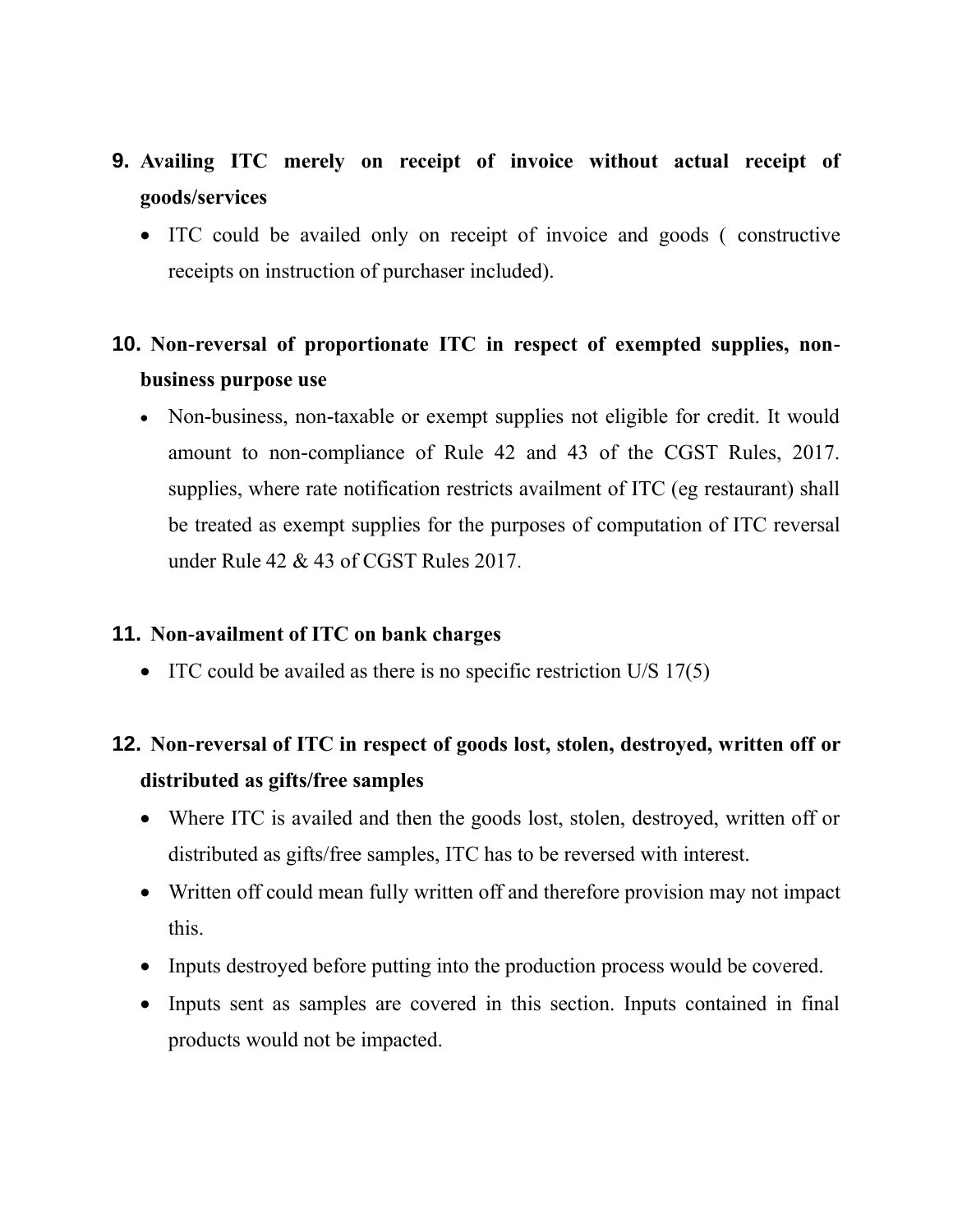9. **Availing ITC merely on receipt of invoice without actual receipt of goods/services**
    - ITC could be availed only on receipt of invoice and goods ( constructive receipts on instruction of purchaser included).

10. **Non-reversal of proportionate ITC in respect of exempted supplies, non-business purpose use**
    - Non-business, non-taxable or exempt supplies not eligible for credit. It would amount to non-compliance of Rule 42 and 43 of the CGST Rules, 2017. supplies, where rate notification restricts availment of ITC (eg restaurant) shall be treated as exempt supplies for the purposes of computation of ITC reversal under Rule 42 & 43 of CGST Rules 2017.

11. **Non-availment of ITC on bank charges**
    - ITC could be availed as there is no specific restriction U/S 17(5)

12. **Non-reversal of ITC in respect of goods lost, stolen, destroyed, written off or distributed as gifts/free samples**
    - Where ITC is availed and then the goods lost, stolen, destroyed, written off or distributed as gifts/free samples, ITC has to be reversed with interest.
    - Written off could mean fully written off and therefore provision may not impact this.
    - Inputs destroyed before putting into the production process would be covered.
    - Inputs sent as samples are covered in this section. Inputs contained in final products would not be impacted.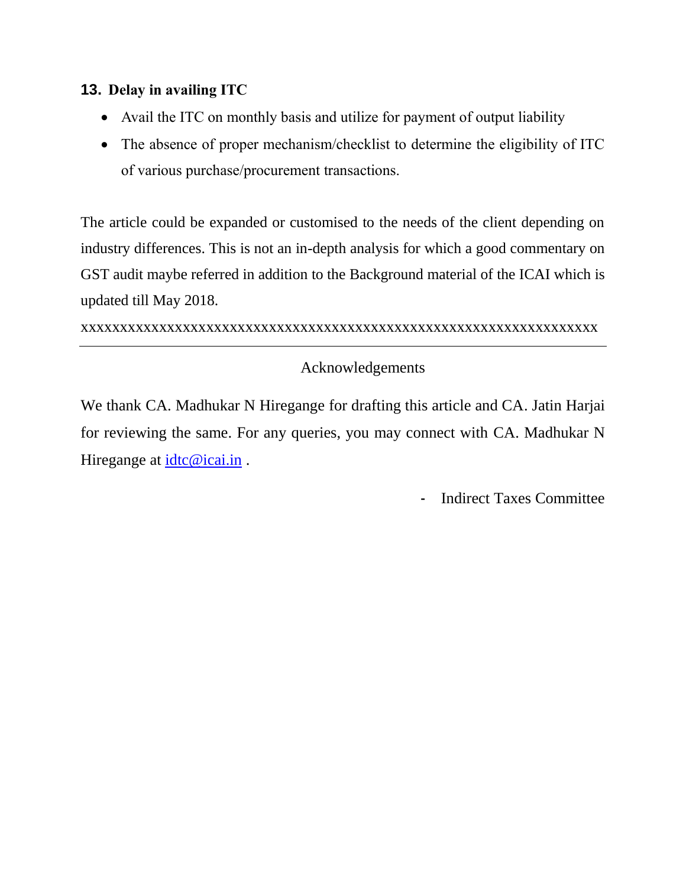### 13. Delay in availing ITC

- Avail the ITC on monthly basis and utilize for payment of output liability
- The absence of proper mechanism/checklist to determine the eligibility of ITC of various purchase/procurement transactions.

The article could be expanded or customised to the needs of the client depending on industry differences. This is not an in-depth analysis for which a good commentary on GST audit maybe referred in addition to the Background material of the ICAI which is updated till May 2018.

xxxxxxxxxxxxxxxxxxxxxxxxxxxxxxxxxxxxxxxxxxxxxxxxxxxxxxxxxxxxxxxxxxxxx

---

Acknowledgements

We thank CA. Madhukar N Hiregange for drafting this article and CA. Jatin Harjai for reviewing the same. For any queries, you may connect with CA. Madhukar N Hiregange at idtc@icai.in .

\- Indirect Taxes Committee